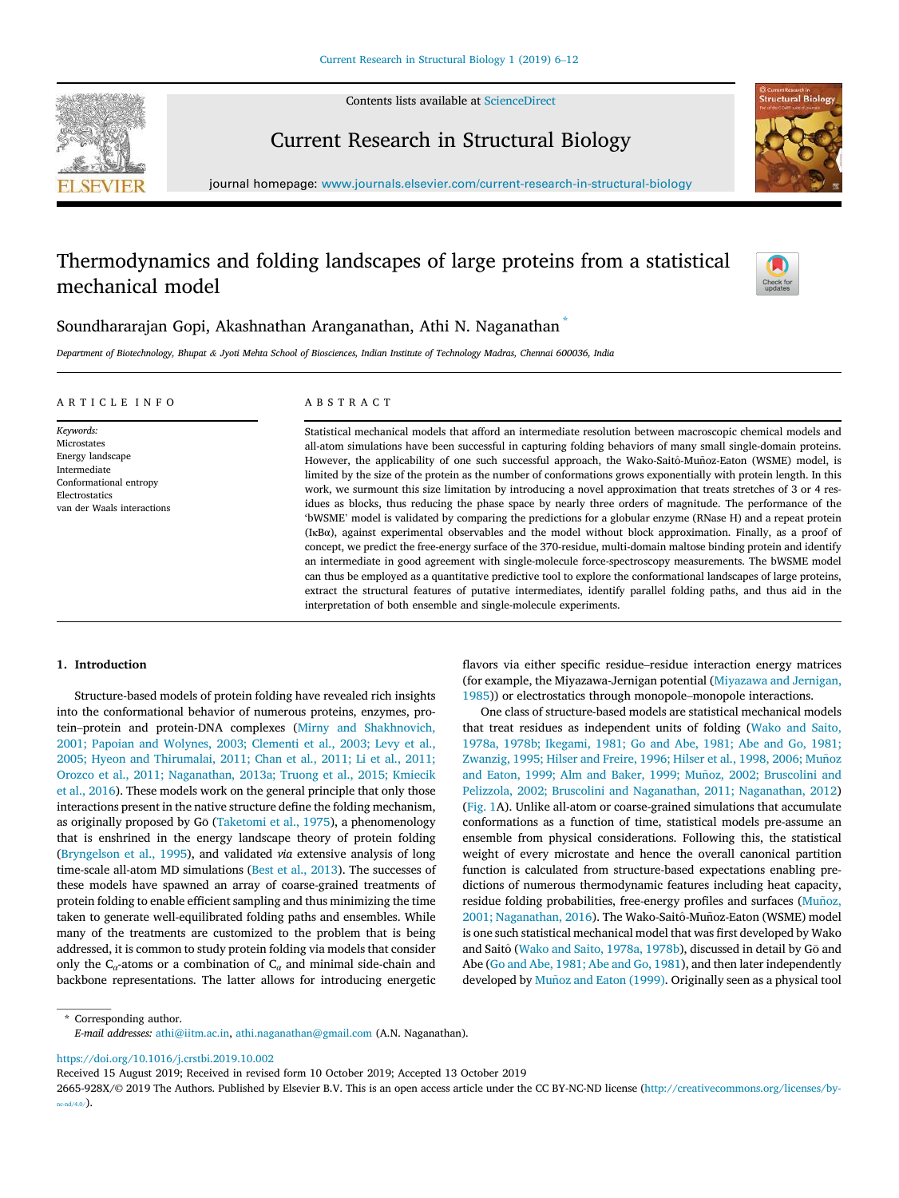# Thermodynamics and folding landscapes of large proteins from a statistical mechanical model

Soundhararajan Gopi, Akashnathan Aranganathan, Athi N. Naganathan *

*Department of Biotechnology, Bhupat & Jyoti Mehta School of Biosciences, Indian Institute of Technology Madras, Chennai 600036, India*

## ARTICLE INFO

*Keywords:*
Microstates
Energy landscape
Intermediate
Conformational entropy
Electrostatics
van der Waals interactions

## ABSTRACT

Statistical mechanical models that afford an intermediate resolution between macroscopic chemical models and all-atom simulations have been successful in capturing folding behaviors of many small single-domain proteins. However, the applicability of one such successful approach, the Wako-Saitô-Muñoz-Eaton (WSME) model, is limited by the size of the protein as the number of conformations grows exponentially with protein length. In this work, we surmount this size limitation by introducing a novel approximation that treats stretches of 3 or 4 residues as blocks, thus reducing the phase space by nearly three orders of magnitude. The performance of the 'bWSME' model is validated by comparing the predictions for a globular enzyme (RNase H) and a repeat protein (IκBα), against experimental observables and the model without block approximation. Finally, as a proof of concept, we predict the free-energy surface of the 370-residue, multi-domain maltose binding protein and identify an intermediate in good agreement with single-molecule force-spectroscopy measurements. The bWSME model can thus be employed as a quantitative predictive tool to explore the conformational landscapes of large proteins, extract the structural features of putative intermediates, identify parallel folding paths, and thus aid in the interpretation of both ensemble and single-molecule experiments.

## 1. Introduction

Structure-based models of protein folding have revealed rich insights into the conformational behavior of numerous proteins, enzymes, protein–protein and protein-DNA complexes (Mirny and Shakhnovich, 2001; Papoian and Wolynes, 2003; Clementi et al., 2003; Levy et al., 2005; Hyeon and Thirumalai, 2011; Chan et al., 2011; Li et al., 2011; Orozco et al., 2011; Naganathan, 2013a; Truong et al., 2015; Kmiecik et al., 2016). These models work on the general principle that only those interactions present in the native structure define the folding mechanism, as originally proposed by Gō (Taketomi et al., 1975), a phenomenology that is enshrined in the energy landscape theory of protein folding (Bryngelson et al., 1995), and validated *via* extensive analysis of long time-scale all-atom MD simulations (Best et al., 2013). The successes of these models have spawned an array of coarse-grained treatments of protein folding to enable efficient sampling and thus minimizing the time taken to generate well-equilibrated folding paths and ensembles. While many of the treatments are customized to the problem that is being addressed, it is common to study protein folding via models that consider only the $C_\alpha$-atoms or a combination of $C_\alpha$ and minimal side-chain and backbone representations. The latter allows for introducing energetic flavors via either specific residue–residue interaction energy matrices (for example, the Miyazawa-Jernigan potential (Miyazawa and Jernigan, 1985)) or electrostatics through monopole–monopole interactions.

One class of structure-based models are statistical mechanical models that treat residues as independent units of folding (Wako and Saito, 1978a, 1978b; Ikegami, 1981; Go and Abe, 1981; Abe and Go, 1981; Zwanzig, 1995; Hilser and Freire, 1996; Hilser et al., 1998, 2006; Muñoz and Eaton, 1999; Alm and Baker, 1999; Muñoz, 2002; Bruscolini and Pelizzola, 2002; Bruscolini and Naganathan, 2011; Naganathan, 2012) (Fig. 1A). Unlike all-atom or coarse-grained simulations that accumulate conformations as a function of time, statistical models pre-assume an ensemble from physical considerations. Following this, the statistical weight of every microstate and hence the overall canonical partition function is calculated from structure-based expectations enabling predictions of numerous thermodynamic features including heat capacity, residue folding probabilities, free-energy profiles and surfaces (Muñoz, 2001; Naganathan, 2016). The Wako-Saitô-Muñoz-Eaton (WSME) model is one such statistical mechanical model that was first developed by Wako and Saitô (Wako and Saito, 1978a, 1978b), discussed in detail by Gō and Abe (Go and Abe, 1981; Abe and Go, 1981), and then later independently developed by Muñoz and Eaton (1999). Originally seen as a physical tool

---

* Corresponding author.
*E-mail addresses:* athi@iitm.ac.in, athi.naganathan@gmail.com (A.N. Naganathan).

https://doi.org/10.1016/j.crstbi.2019.10.002
Received 15 August 2019; Received in revised form 10 October 2019; Accepted 13 October 2019
2665-928X/© 2019 The Authors. Published by Elsevier B.V. This is an open access article under the CC BY-NC-ND license (http://creativecommons.org/licenses/by-nc-nd/4.0/).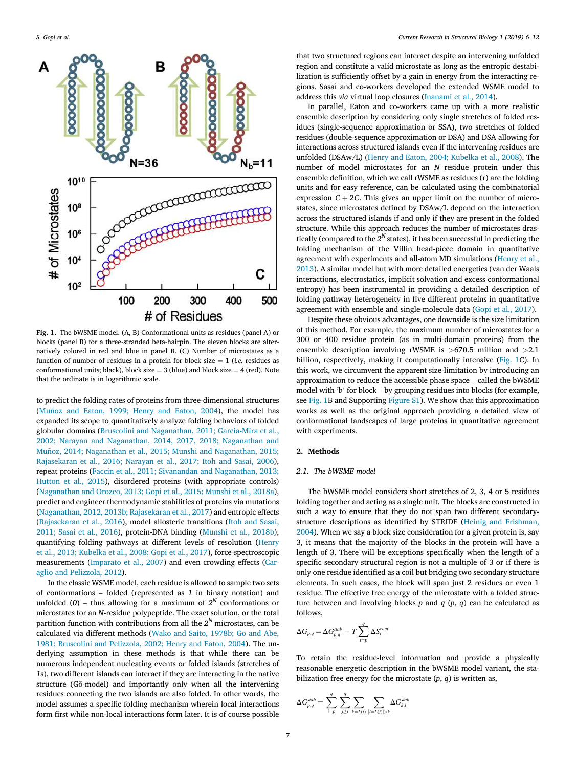Fig. 1. The bWSME model. (A, B) Conformational units as residues (panel A) or blocks (panel B) for a three-stranded beta-hairpin. The eleven blocks are alternatively colored in red and blue in panel B. (C) Number of microstates as a function of number of residues in a protein for block size = 1 (*i.e.* residues as conformational units; black), block size = 3 (blue) and block size = 4 (red). Note that the ordinate is in logarithmic scale.

to predict the folding rates of proteins from three-dimensional structures (Muñoz and Eaton, 1999; Henry and Eaton, 2004), the model has expanded its scope to quantitatively analyze folding behaviors of folded globular domains (Bruscolini and Naganathan, 2011; Garcia-Mira et al., 2002; Narayan and Naganathan, 2014, 2017, 2018; Naganathan and Muñoz, 2014; Naganathan et al., 2015; Munshi and Naganathan, 2015; Rajasekaran et al., 2016; Narayan et al., 2017; Itoh and Sasai, 2006), repeat proteins (Faccin et al., 2011; Sivanandan and Naganathan, 2013; Hutton et al., 2015), disordered proteins (with appropriate controls) (Naganathan and Orozco, 2013; Gopi et al., 2015; Munshi et al., 2018a), predict and engineer thermodynamic stabilities of proteins via mutations (Naganathan, 2012, 2013b; Rajasekaran et al., 2017) and entropic effects (Rajasekaran et al., 2016), model allosteric transitions (Itoh and Sasai, 2011; Sasai et al., 2016), protein-DNA binding (Munshi et al., 2018b), quantifying folding pathways at different levels of resolution (Henry et al., 2013; Kubelka et al., 2008; Gopi et al., 2017), force-spectroscopic measurements (Imparato et al., 2007) and even crowding effects (Caraglio and Pelizzola, 2012).

In the classic WSME model, each residue is allowed to sample two sets of conformations – folded (represented as *1* in binary notation) and unfolded (*0*) – thus allowing for a maximum of $2^N$ conformations or microstates for an *N*-residue polypeptide. The exact solution, or the total partition function with contributions from all the $2^N$ microstates, can be calculated via different methods (Wako and Saito, 1978b; Go and Abe, 1981; Bruscolini and Pelizzola, 2002; Henry and Eaton, 2004). The underlying assumption in these methods is that while there can be numerous independent nucleating events or folded islands (stretches of *1*s), two different islands can interact if they are interacting in the native structure (Gō-model) and importantly only when all the intervening residues connecting the two islands are also folded. In other words, the model assumes a specific folding mechanism wherein local interactions form first while non-local interactions form later. It is of course possible that two structured regions can interact despite an intervening unfolded region and constitute a valid microstate as long as the entropic destabilization is sufficiently offset by a gain in energy from the interacting regions. Sasai and co-workers developed the extended WSME model to address this *via* virtual loop closures (Inanami et al., 2014).

In parallel, Eaton and co-workers came up with a more realistic ensemble description by considering only single stretches of folded residues (single-sequence approximation or SSA), two stretches of folded residues (double-sequence approximation or DSA) and DSA allowing for interactions across structured islands even if the intervening residues are unfolded (DSAw/L) (Henry and Eaton, 2004; Kubelka et al., 2008). The number of model microstates for an *N* residue protein under this ensemble definition, which we call rWSME as residues (r) are the folding units and for easy reference, can be calculated using the combinatorial expression $C + 2C$. This gives an upper limit on the number of microstates, since microstates defined by DSAw/L depend on the interaction across the structured islands if and only if they are present in the folded structure. While this approach reduces the number of microstates drastically (compared to the $2^N$ states), it has been successful in predicting the folding mechanism of the Villin head-piece domain in quantitative agreement with experiments and all-atom MD simulations (Henry et al., 2013). A similar model but with more detailed energetics (van der Waals interactions, electrostatics, implicit solvation and excess conformational entropy) has been instrumental in providing a detailed description of folding pathway heterogeneity in five different proteins in quantitative agreement with ensemble and single-molecule data (Gopi et al., 2017).

Despite these obvious advantages, one downside is the size limitation of this method. For example, the maximum number of microstates for a 300 or 400 residue protein (as in multi-domain proteins) from the ensemble description involving rWSME is >670.5 million and >2.1 billion, respectively, making it computationally intensive (Fig. 1C). In this work, we circumvent the apparent size-limitation by introducing an approximation to reduce the accessible phase space – called the bWSME model with 'b' for block – by grouping residues into blocks (for example, see Fig. 1B and Supporting Figure S1). We show that this approximation works as well as the original approach providing a detailed view of conformational landscapes of large proteins in quantitative agreement with experiments.

## 2. Methods

### 2.1. The bWSME model

The bWSME model considers short stretches of 2, 3, 4 or 5 residues folding together and acting as a single unit. The blocks are constructed in such a way to ensure that they do not span two different secondary-structure descriptions as identified by STRIDE (Heinig and Frishman, 2004). When we say a block size consideration for a given protein is, say 3, it means that the majority of the blocks in the protein will have a length of 3. There will be exceptions specifically when the length of a specific secondary structural region is not a multiple of 3 or if there is only one residue identified as a coil but bridging two secondary structure elements. In such cases, the block will span just 2 residues or even 1 residue. The effective free energy of the microstate with a folded structure between and involving blocks *p* and *q* (*p*, *q*) can be calculated as follows,

$$\Delta G_{p,q} = \Delta G_{p,q}^{stab} - T\sum_{i=p}^{q} \Delta S_i^{conf}$$

To retain the residue-level information and provide a physically reasonable energetic description in the bWSME model variant, the stabilization free energy for the microstate (*p*, *q*) is written as,

$$\Delta G_{p,q}^{stab} = \sum_{i=p}^{q}\sum_{j\geq i}^{q}\sum_{k=L(i)}\sum_{\{l=L(j)\}>k} \Delta G_{k,l}^{stab}$$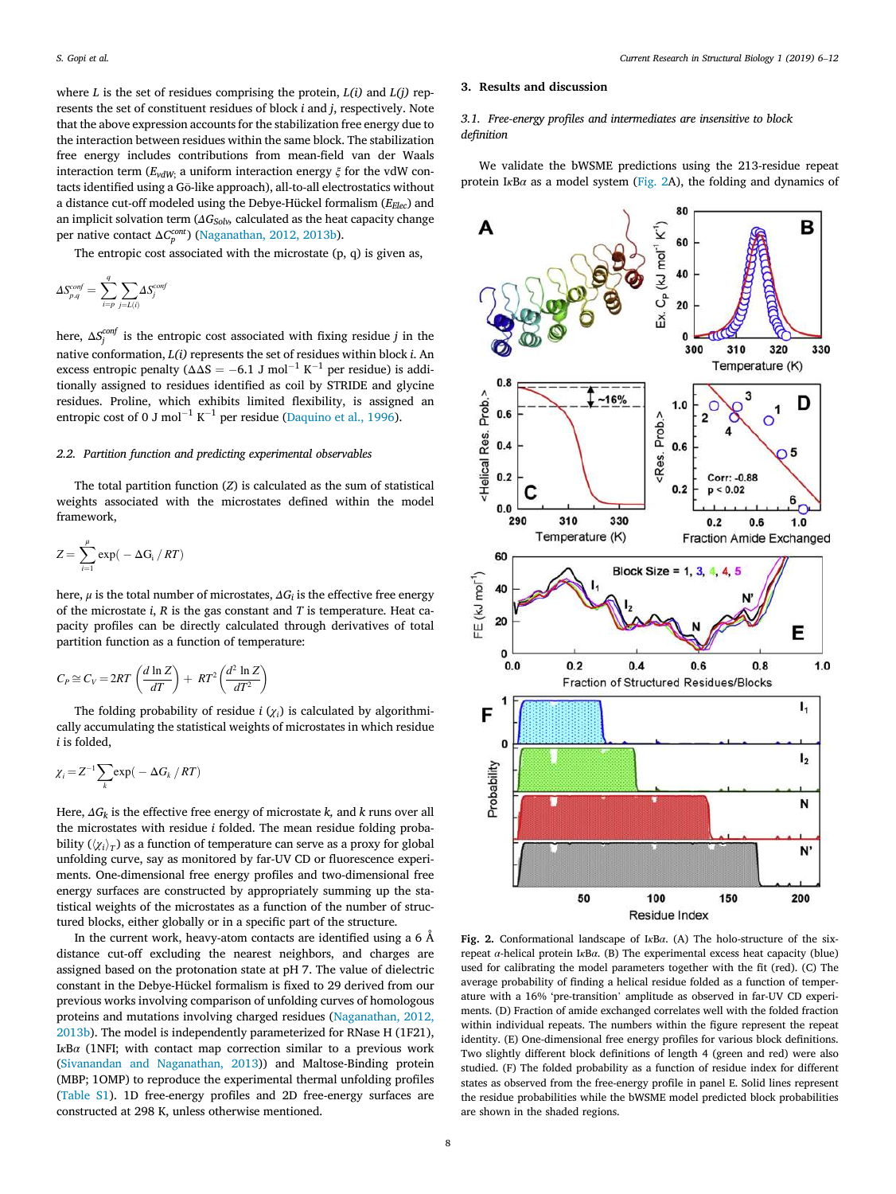where $L$ is the set of residues comprising the protein, $L(i)$ and $L(j)$ represents the set of constituent residues of block $i$ and $j$, respectively. Note that the above expression accounts for the stabilization free energy due to the interaction between residues within the same block. The stabilization free energy includes contributions from mean-field van der Waals interaction term ($E_{vdW}$; a uniform interaction energy $\xi$ for the vdW contacts identified using a Gō-like approach), all-to-all electrostatics without a distance cut-off modeled using the Debye-Hückel formalism ($E_{Elec}$) and an implicit solvation term ($\Delta G_{Solv}$, calculated as the heat capacity change per native contact $\Delta C_p^{cont}$) (Naganathan, 2012, 2013b).

The entropic cost associated with the microstate (p, q) is given as,

$$\Delta S_{p,q}^{conf} = \sum_{i=p}^{q} \sum_{j=L(i)} \Delta S_j^{conf}$$

here, $\Delta S_j^{conf}$ is the entropic cost associated with fixing residue $j$ in the native conformation, $L(i)$ represents the set of residues within block $i$. An excess entropic penalty ($\Delta\Delta S = -6.1$ J mol$^{-1}$ K$^{-1}$ per residue) is additionally assigned to residues identified as coil by STRIDE and glycine residues. Proline, which exhibits limited flexibility, is assigned an entropic cost of 0 J mol$^{-1}$ K$^{-1}$ per residue (Daquino et al., 1996).

### 2.2. Partition function and predicting experimental observables

The total partition function ($Z$) is calculated as the sum of statistical weights associated with the microstates defined within the model framework,

$$Z = \sum_{i=1}^{\mu} \exp(-\Delta G_i / RT)$$

here, $\mu$ is the total number of microstates, $\Delta G_i$ is the effective free energy of the microstate $i$, $R$ is the gas constant and $T$ is temperature. Heat capacity profiles can be directly calculated through derivatives of total partition function as a function of temperature:

$$C_P \cong C_V = 2RT\left(\frac{d \ln Z}{dT}\right) + RT^2\left(\frac{d^2 \ln Z}{dT^2}\right)$$

The folding probability of residue $i$ ($\chi_i$) is calculated by algorithmically accumulating the statistical weights of microstates in which residue $i$ is folded,

$$\chi_i = Z^{-1}\sum_k \exp(-\Delta G_k / RT)$$

Here, $\Delta G_k$ is the effective free energy of microstate $k$, and $k$ runs over all the microstates with residue $i$ folded. The mean residue folding probability ($\langle\chi_i\rangle_T$) as a function of temperature can serve as a proxy for global unfolding curve, say as monitored by far-UV CD or fluorescence experiments. One-dimensional free energy profiles and two-dimensional free energy surfaces are constructed by appropriately summing up the statistical weights of the microstates as a function of the number of structured blocks, either globally or in a specific part of the structure.

In the current work, heavy-atom contacts are identified using a 6 Å distance cut-off excluding the nearest neighbors, and charges are assigned based on the protonation state at pH 7. The value of dielectric constant in the Debye-Hückel formalism is fixed to 29 derived from our previous works involving comparison of unfolding curves of homologous proteins and mutations involving charged residues (Naganathan, 2012, 2013b). The model is independently parameterized for RNase H (1F21), IκBα (1NFI; with contact map correction similar to a previous work (Sivanandan and Naganathan, 2013)) and Maltose-Binding Protein (MBP; 1OMP) to reproduce the experimental thermal unfolding profiles (Table S1). 1D free-energy profiles and 2D free-energy surfaces are constructed at 298 K, unless otherwise mentioned.

## 3. Results and discussion

### 3.1. Free-energy profiles and intermediates are insensitive to block definition

We validate the bWSME predictions using the 213-residue repeat protein IκBα as a model system (Fig. 2A), the folding and dynamics of

**Fig. 2.** Conformational landscape of IκBα. (A) The holo-structure of the six-repeat α-helical protein IκBα. (B) The experimental excess heat capacity (blue) used for calibrating the model parameters together with the fit (red). (C) The average probability of finding a helical residue folded as a function of temperature with a 16% 'pre-transition' amplitude as observed in far-UV CD experiments. (D) Fraction of amide exchanged correlates well with the folded fraction within individual repeats. The numbers within the figure represent the repeat identity. (E) One-dimensional free energy profiles for various block definitions. Two slightly different block definitions of length 4 (green and red) were also studied. (F) The folded probability as a function of residue index for different states as observed from the free-energy profile in panel E. Solid lines represent the residue probabilities while the bWSME model predicted block probabilities are shown in the shaded regions.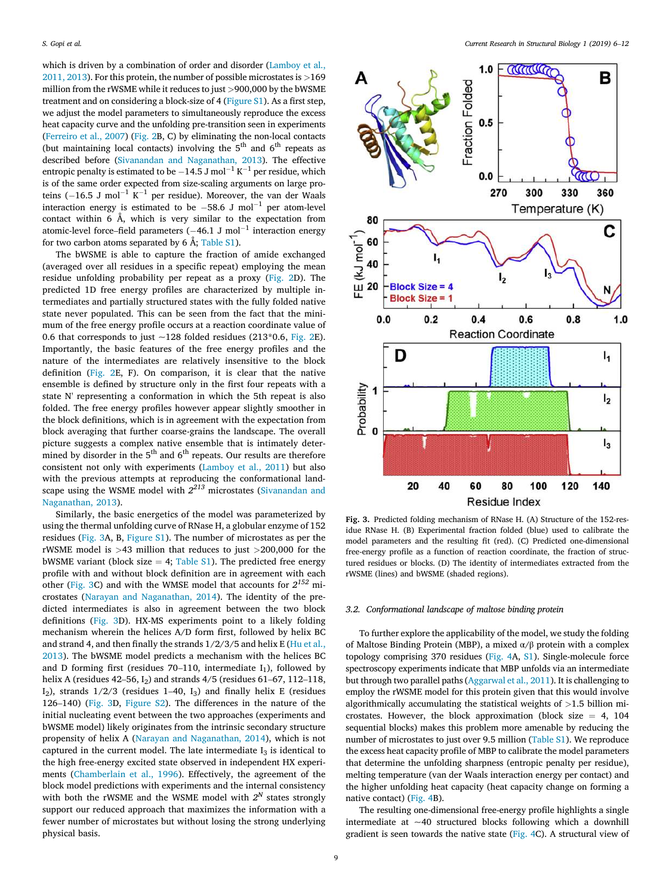which is driven by a combination of order and disorder (Lamboy et al., 2011, 2013). For this protein, the number of possible microstates is >169 million from the rWSME while it reduces to just >900,000 by the bWSME treatment and on considering a block-size of 4 (Figure S1). As a first step, we adjust the model parameters to simultaneously reproduce the excess heat capacity curve and the unfolding pre-transition seen in experiments (Ferreiro et al., 2007) (Fig. 2B, C) by eliminating the non-local contacts (but maintaining local contacts) involving the 5[th] and 6[th] repeats as described before (Sivanandan and Naganathan, 2013). The effective entropic penalty is estimated to be −14.5 J mol$^{-1}$ K$^{-1}$ per residue, which is of the same order expected from size-scaling arguments on large proteins (−16.5 J mol$^{-1}$ K$^{-1}$ per residue). Moreover, the van der Waals interaction energy is estimated to be −58.6 J mol$^{-1}$ per atom-level contact within 6 Å, which is very similar to the expectation from atomic-level force–field parameters (−46.1 J mol$^{-1}$ interaction energy for two carbon atoms separated by 6 Å; Table S1).

The bWSME is able to capture the fraction of amide exchanged (averaged over all residues in a specific repeat) employing the mean residue unfolding probability per repeat as a proxy (Fig. 2D). The predicted 1D free energy profiles are characterized by multiple intermediates and partially structured states with the fully folded native state never populated. This can be seen from the fact that the minimum of the free energy profile occurs at a reaction coordinate value of 0.6 that corresponds to just ~128 folded residues (213*0.6, Fig. 2E). Importantly, the basic features of the free energy profiles and the nature of the intermediates are relatively insensitive to the block definition (Fig. 2E, F). On comparison, it is clear that the native ensemble is defined by structure only in the first four repeats with a state N' representing a conformation in which the 5th repeat is also folded. The free energy profiles however appear slightly smoother in the block definitions, which is in agreement with the expectation from block averaging that further coarse-grains the landscape. The overall picture suggests a complex native ensemble that is intimately determined by disorder in the 5[th] and 6[th] repeats. Our results are therefore consistent not only with experiments (Lamboy et al., 2011) but also with the previous attempts at reproducing the conformational landscape using the WSME model with $2^{213}$ microstates (Sivanandan and Naganathan, 2013).

Similarly, the basic energetics of the model was parameterized by using the thermal unfolding curve of RNase H, a globular enzyme of 152 residues (Fig. 3A, B, Figure S1). The number of microstates as per the rWSME model is >43 million that reduces to just >200,000 for the bWSME variant (block size = 4; Table S1). The predicted free energy profile with and without block definition are in agreement with each other (Fig. 3C) and with the WMSE model that accounts for $2^{152}$ microstates (Narayan and Naganathan, 2014). The identity of the predicted intermediates is also in agreement between the two block definitions (Fig. 3D). HX-MS experiments point to a likely folding mechanism wherein the helices A/D form first, followed by helix BC and strand 4, and then finally the strands 1/2/3/5 and helix E (Hu et al., 2013). The bWSME model predicts a mechanism with the helices BC and D forming first (residues 70–110, intermediate $I_1$), followed by helix A (residues 42–56, $I_2$) and strands 4/5 (residues 61–67, 112–118, $I_2$), strands 1/2/3 (residues 1–40, $I_3$) and finally helix E (residues 126–140) (Fig. 3D, Figure S2). The differences in the nature of the initial nucleating event between the two approaches (experiments and bWSME model) likely originates from the intrinsic secondary structure propensity of helix A (Narayan and Naganathan, 2014), which is not captured in the current model. The late intermediate $I_3$ is identical to the high free-energy excited state observed in independent HX experiments (Chamberlain et al., 1996). Effectively, the agreement of the block model predictions with experiments and the internal consistency with both the rWSME and the WSME model with $2^N$ states strongly support our reduced approach that maximizes the information with a fewer number of microstates but without losing the strong underlying physical basis.

Fig. 3. Predicted folding mechanism of RNase H. (A) Structure of the 152-residue RNase H. (B) Experimental fraction folded (blue) used to calibrate the model parameters and the resulting fit (red). (C) Predicted one-dimensional free-energy profile as a function of reaction coordinate, the fraction of structured residues or blocks. (D) The identity of intermediates extracted from the rWSME (lines) and bWSME (shaded regions).

### 3.2. Conformational landscape of maltose binding protein

To further explore the applicability of the model, we study the folding of Maltose Binding Protein (MBP), a mixed α/β protein with a complex topology comprising 370 residues (Fig. 4A, S1). Single-molecule force spectroscopy experiments indicate that MBP unfolds via an intermediate but through two parallel paths (Aggarwal et al., 2011). It is challenging to employ the rWSME model for this protein given that this would involve algorithmically accumulating the statistical weights of >1.5 billion microstates. However, the block approximation (block size = 4, 104 sequential blocks) makes this problem more amenable by reducing the number of microstates to just over 9.5 million (Table S1). We reproduce the excess heat capacity profile of MBP to calibrate the model parameters that determine the unfolding sharpness (entropic penalty per residue), melting temperature (van der Waals interaction energy per contact) and the higher unfolding heat capacity (heat capacity change on forming a native contact) (Fig. 4B).

The resulting one-dimensional free-energy profile highlights a single intermediate at ~40 structured blocks following which a downhill gradient is seen towards the native state (Fig. 4C). A structural view of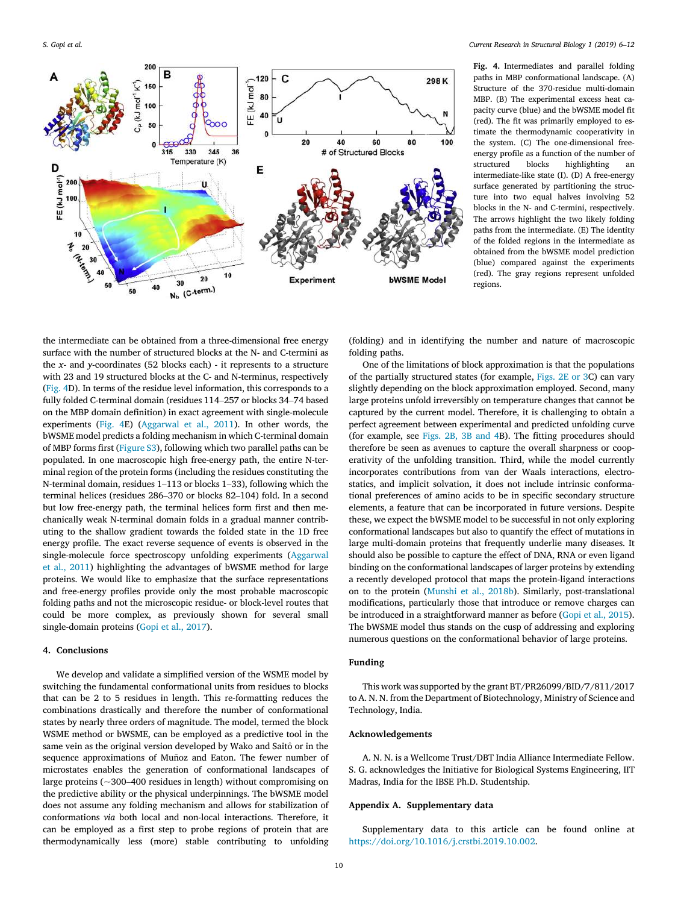**Fig. 4.** Intermediates and parallel folding paths in MBP conformational landscape. (A) Structure of the 370-residue multi-domain MBP. (B) The experimental excess heat capacity curve (blue) and the bWSME model fit (red). The fit was primarily employed to estimate the thermodynamic cooperativity in the system. (C) The one-dimensional free-energy profile as a function of the number of structured blocks highlighting an intermediate-like state (I). (D) A free-energy surface generated by partitioning the structure into two equal halves involving 52 blocks in the N- and C-termini, respectively. The arrows highlight the two likely folding paths from the intermediate. (E) The identity of the folded regions in the intermediate as obtained from the bWSME model prediction (blue) compared against the experiments (red). The gray regions represent unfolded regions.

the intermediate can be obtained from a three-dimensional free energy surface with the number of structured blocks at the N- and C-termini as the *x*- and *y*-coordinates (52 blocks each) - it represents to a structure with 23 and 19 structured blocks at the C- and N-terminus, respectively (Fig. 4D). In terms of the residue level information, this corresponds to a fully folded C-terminal domain (residues 114–257 or blocks 34–74 based on the MBP domain definition) in exact agreement with single-molecule experiments (Fig. 4E) (Aggarwal et al., 2011). In other words, the bWSME model predicts a folding mechanism in which C-terminal domain of MBP forms first (Figure S3), following which two parallel paths can be populated. In one macroscopic high free-energy path, the entire N-terminal region of the protein forms (including the residues constituting the N-terminal domain, residues 1–113 or blocks 1–33), following which the terminal helices (residues 286–370 or blocks 82–104) fold. In a second but low free-energy path, the terminal helices form first and then mechanically weak N-terminal domain folds in a gradual manner contributing to the shallow gradient towards the folded state in the 1D free energy profile. The exact reverse sequence of events is observed in the single-molecule force spectroscopy unfolding experiments (Aggarwal et al., 2011) highlighting the advantages of bWSME method for large proteins. We would like to emphasize that the surface representations and free-energy profiles provide only the most probable macroscopic folding paths and not the microscopic residue- or block-level routes that could be more complex, as previously shown for several small single-domain proteins (Gopi et al., 2017).

## 4. Conclusions

We develop and validate a simplified version of the WSME model by switching the fundamental conformational units from residues to blocks that can be 2 to 5 residues in length. This re-formatting reduces the combinations drastically and therefore the number of conformational states by nearly three orders of magnitude. The model, termed the block WSME method or bWSME, can be employed as a predictive tool in the same vein as the original version developed by Wako and Saitô or in the sequence approximations of Muñoz and Eaton. The fewer number of microstates enables the generation of conformational landscapes of large proteins (~300–400 residues in length) without compromising on the predictive ability or the physical underpinnings. The bWSME model does not assume any folding mechanism and allows for stabilization of conformations *via* both local and non-local interactions. Therefore, it can be employed as a first step to probe regions of protein that are thermodynamically less (more) stable contributing to unfolding (folding) and in identifying the number and nature of macroscopic folding paths.

One of the limitations of block approximation is that the populations of the partially structured states (for example, Figs. 2E or 3C) can vary slightly depending on the block approximation employed. Second, many large proteins unfold irreversibly on temperature changes that cannot be captured by the current model. Therefore, it is challenging to obtain a perfect agreement between experimental and predicted unfolding curve (for example, see Figs. 2B, 3B and 4B). The fitting procedures should therefore be seen as avenues to capture the overall sharpness or cooperativity of the unfolding transition. Third, while the model currently incorporates contributions from van der Waals interactions, electrostatics, and implicit solvation, it does not include intrinsic conformational preferences of amino acids to be in specific secondary structure elements, a feature that can be incorporated in future versions. Despite these, we expect the bWSME model to be successful in not only exploring conformational landscapes but also to quantify the effect of mutations in large multi-domain proteins that frequently underlie many diseases. It should also be possible to capture the effect of DNA, RNA or even ligand binding on the conformational landscapes of larger proteins by extending a recently developed protocol that maps the protein-ligand interactions on to the protein (Munshi et al., 2018b). Similarly, post-translational modifications, particularly those that introduce or remove charges can be introduced in a straightforward manner as before (Gopi et al., 2015). The bWSME model thus stands on the cusp of addressing and exploring numerous questions on the conformational behavior of large proteins.

## Funding

This work was supported by the grant BT/PR26099/BID/7/811/2017 to A. N. N. from the Department of Biotechnology, Ministry of Science and Technology, India.

## Acknowledgements

A. N. N. is a Wellcome Trust/DBT India Alliance Intermediate Fellow. S. G. acknowledges the Initiative for Biological Systems Engineering, IIT Madras, India for the IBSE Ph.D. Studentship.

## Appendix A. Supplementary data

Supplementary data to this article can be found online at https://doi.org/10.1016/j.crstbi.2019.10.002.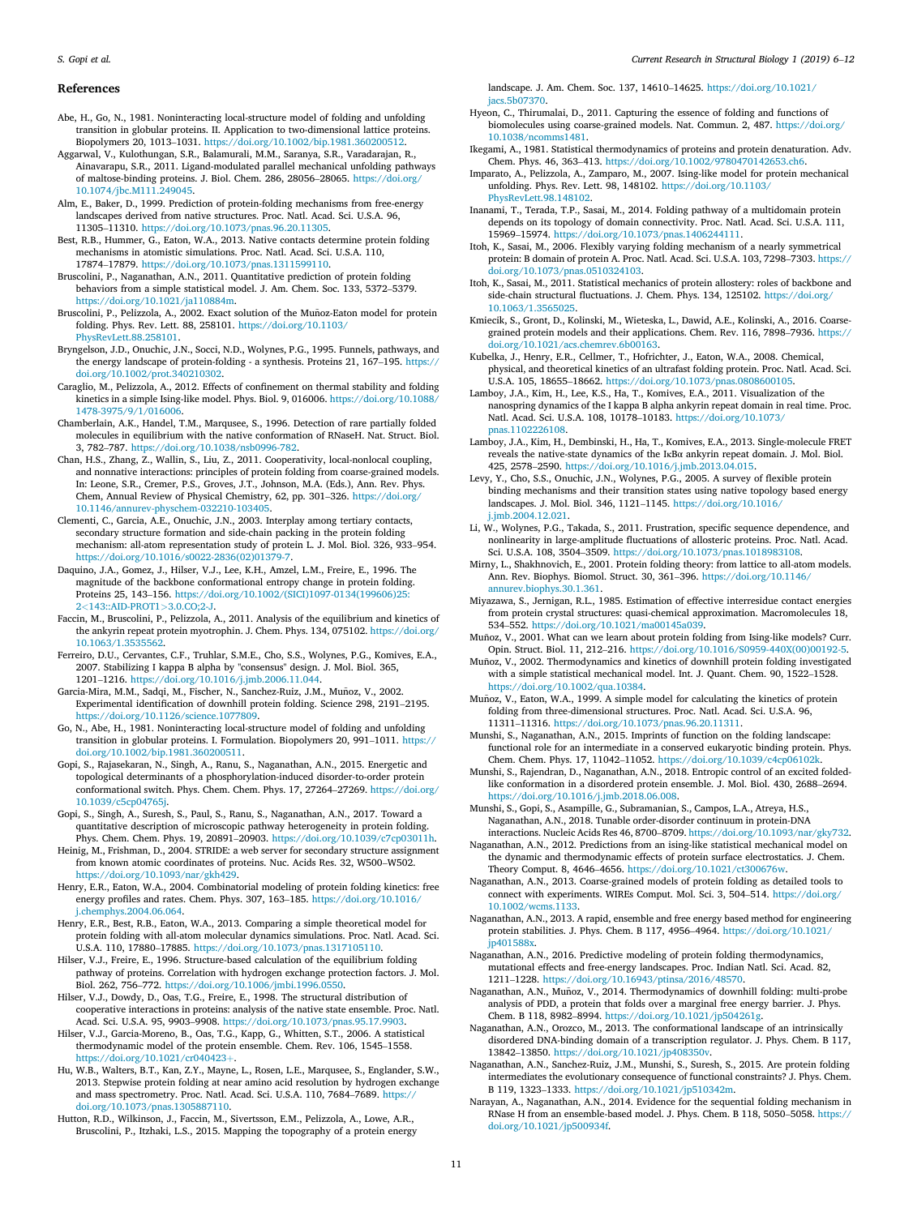## References

Abe, H., Go, N., 1981. Noninteracting local-structure model of folding and unfolding transition in globular proteins. II. Application to two-dimensional lattice proteins. Biopolymers 20, 1013–1031. https://doi.org/10.1002/bip.1981.360200512.

Aggarwal, V., Kulothungan, S.R., Balamurali, M.M., Saranya, S.R., Varadarajan, R., Ainavarapu, S.R., 2011. Ligand-modulated parallel mechanical unfolding pathways of maltose-binding proteins. J. Biol. Chem. 286, 28056–28065. https://doi.org/10.1074/jbc.M111.249045.

Alm, E., Baker, D., 1999. Prediction of protein-folding mechanisms from free-energy landscapes derived from native structures. Proc. Natl. Acad. Sci. U.S.A. 96, 11305–11310. https://doi.org/10.1073/pnas.96.20.11305.

Best, R.B., Hummer, G., Eaton, W.A., 2013. Native contacts determine protein folding mechanisms in atomistic simulations. Proc. Natl. Acad. Sci. U.S.A. 110, 17874–17879. https://doi.org/10.1073/pnas.1311599110.

Bruscolini, P., Naganathan, A.N., 2011. Quantitative prediction of protein folding behaviors from a simple statistical model. J. Am. Chem. Soc. 133, 5372–5379. https://doi.org/10.1021/ja110884m.

Bruscolini, P., Pelizzola, A., 2002. Exact solution of the Muñoz-Eaton model for protein folding. Phys. Rev. Lett. 88, 258101. https://doi.org/10.1103/PhysRevLett.88.258101.

Bryngelson, J.D., Onuchic, J.N., Socci, N.D., Wolynes, P.G., 1995. Funnels, pathways, and the energy landscape of protein-folding - a synthesis. Proteins 21, 167–195. https://doi.org/10.1002/prot.340210302.

Caraglio, M., Pelizzola, A., 2012. Effects of confinement on thermal stability and folding kinetics in a simple Ising-like model. Phys. Biol. 9, 016006. https://doi.org/10.1088/1478-3975/9/1/016006.

Chamberlain, A.K., Handel, T.M., Marqusee, S., 1996. Detection of rare partially folded molecules in equilibrium with the native conformation of RNaseH. Nat. Struct. Biol. 3, 782–787. https://doi.org/10.1038/nsb0996-782.

Chan, H.S., Zhang, Z., Wallin, S., Liu, Z., 2011. Cooperativity, local-nonlocal coupling, and nonnative interactions: principles of protein folding from coarse-grained models. In: Leone, S.R., Cremer, P.S., Groves, J.T., Johnson, M.A. (Eds.), Ann. Rev. Phys. Chem, Annual Review of Physical Chemistry, 62, pp. 301–326. https://doi.org/10.1146/annurev-physchem-032210-103405.

Clementi, C., Garcia, A.E., Onuchic, J.N., 2003. Interplay among tertiary contacts, secondary structure formation and side-chain packing in the protein folding mechanism: all-atom representation study of protein L. J. Mol. Biol. 326, 933–954. https://doi.org/10.1016/s0022-2836(02)01379-7.

Daquino, J.A., Gomez, J., Hilser, V.J., Lee, K.H., Amzel, L.M., Freire, E., 1996. The magnitude of the backbone conformational entropy change in protein folding. Proteins 25, 143–156. https://doi.org/10.1002/(SICI)1097-0134(199606)25:2<143::AID-PROT1>3.0.CO;2-J.

Faccin, M., Bruscolini, P., Pelizzola, A., 2011. Analysis of the equilibrium and kinetics of the ankyrin repeat protein myotrophin. J. Chem. Phys. 134, 075102. https://doi.org/10.1063/1.3535562.

Ferreiro, D.U., Cervantes, C.F., Truhlar, S.M.E., Cho, S.S., Wolynes, P.G., Komives, E.A., 2007. Stabilizing I kappa B alpha by "consensus" design. J. Mol. Biol. 365, 1201–1216. https://doi.org/10.1016/j.jmb.2006.11.044.

Garcia-Mira, M.M., Sadqi, M., Fischer, N., Sanchez-Ruiz, J.M., Muñoz, V., 2002. Experimental identification of downhill protein folding. Science 298, 2191–2195. https://doi.org/10.1126/science.1077809.

Go, N., Abe, H., 1981. Noninteracting local-structure model of folding and unfolding transition in globular proteins. I. Formulation. Biopolymers 20, 991–1011. https://doi.org/10.1002/bip.1981.360200511.

Gopi, S., Rajasekaran, N., Singh, A., Ranu, S., Naganathan, A.N., 2015. Energetic and topological determinants of a phosphorylation-induced disorder-to-order protein conformational switch. Phys. Chem. Chem. Phys. 17, 27264–27269. https://doi.org/10.1039/c5cp04765j.

Gopi, S., Singh, A., Suresh, S., Paul, S., Ranu, S., Naganathan, A.N., 2017. Toward a quantitative description of microscopic pathway heterogeneity in protein folding. Phys. Chem. Chem. Phys. 19, 20891–20903. https://doi.org/10.1039/c7cp03011h.

Heinig, M., Frishman, D., 2004. STRIDE: a web server for secondary structure assignment from known atomic coordinates of proteins. Nuc. Acids Res. 32, W500–W502. https://doi.org/10.1093/nar/gkh429.

Henry, E.R., Eaton, W.A., 2004. Combinatorial modeling of protein folding kinetics: free energy profiles and rates. Chem. Phys. 307, 163–185. https://doi.org/10.1016/j.chemphys.2004.06.064.

Henry, E.R., Best, R.B., Eaton, W.A., 2013. Comparing a simple theoretical model for protein folding with all-atom molecular dynamics simulations. Proc. Natl. Acad. Sci. U.S.A. 110, 17880–17885. https://doi.org/10.1073/pnas.1317105110.

Hilser, V.J., Freire, E., 1996. Structure-based calculation of the equilibrium folding pathway of proteins. Correlation with hydrogen exchange protection factors. J. Mol. Biol. 262, 756–772. https://doi.org/10.1006/jmbi.1996.0550.

Hilser, V.J., Dowdy, D., Oas, T.G., Freire, E., 1998. The structural distribution of cooperative interactions in proteins: analysis of the native state ensemble. Proc. Natl. Acad. Sci. U.S.A. 95, 9903–9908. https://doi.org/10.1073/pnas.95.17.9903.

Hilser, V.J., Garcia-Moreno, B., Oas, T.G., Kapp, G., Whitten, S.T., 2006. A statistical thermodynamic model of the protein ensemble. Chem. Rev. 106, 1545–1558. https://doi.org/10.1021/cr040423+.

Hu, W.B., Walters, B.T., Kan, Z.Y., Mayne, L., Rosen, L.E., Marqusee, S., Englander, S.W., 2013. Stepwise protein folding at near amino acid resolution by hydrogen exchange and mass spectrometry. Proc. Natl. Acad. Sci. U.S.A. 110, 7684–7689. https://doi.org/10.1073/pnas.1305887110.

Hutton, R.D., Wilkinson, J., Faccin, M., Sivertsson, E.M., Pelizzola, A., Lowe, A.R., Bruscolini, P., Itzhaki, L.S., 2015. Mapping the topography of a protein energy landscape. J. Am. Chem. Soc. 137, 14610–14625. https://doi.org/10.1021/jacs.5b07370.

Hyeon, C., Thirumalai, D., 2011. Capturing the essence of folding and functions of biomolecules using coarse-grained models. Nat. Commun. 2, 487. https://doi.org/10.1038/ncomms1481.

Ikegami, A., 1981. Statistical thermodynamics of proteins and protein denaturation. Adv. Chem. Phys. 46, 363–413. https://doi.org/10.1002/9780470142653.ch6.

Imparato, A., Pelizzola, A., Zamparo, M., 2007. Ising-like model for protein mechanical unfolding. Phys. Rev. Lett. 98, 148102. https://doi.org/10.1103/PhysRevLett.98.148102.

Inanami, T., Terada, T.P., Sasai, M., 2014. Folding pathway of a multidomain protein depends on its topology of domain connectivity. Proc. Natl. Acad. Sci. U.S.A. 111, 15969–15974. https://doi.org/10.1073/pnas.1406244111.

Itoh, K., Sasai, M., 2006. Flexibly varying folding mechanism of a nearly symmetrical protein: B domain of protein A. Proc. Natl. Acad. Sci. U.S.A. 103, 7298–7303. https://doi.org/10.1073/pnas.0510324103.

Itoh, K., Sasai, M., 2011. Statistical mechanics of protein allostery: roles of backbone and side-chain structural fluctuations. J. Chem. Phys. 134, 125102. https://doi.org/10.1063/1.3565025.

Kmiecik, S., Gront, D., Kolinski, M., Wieteska, L., Dawid, A.E., Kolinski, A., 2016. Coarse-grained protein models and their applications. Chem. Rev. 116, 7898–7936. https://doi.org/10.1021/acs.chemrev.6b00163.

Kubelka, J., Henry, E.R., Cellmer, T., Hofrichter, J., Eaton, W.A., 2008. Chemical, physical, and theoretical kinetics of an ultrafast folding protein. Proc. Natl. Acad. Sci. U.S.A. 105, 18655–18662. https://doi.org/10.1073/pnas.0808600105.

Lamboy, J.A., Kim, H., Lee, K.S., Ha, T., Komives, E.A., 2011. Visualization of the nanospring dynamics of the I kappa B alpha ankyrin repeat domain in real time. Proc. Natl. Acad. Sci. U.S.A. 108, 10178–10183. https://doi.org/10.1073/pnas.1102226108.

Lamboy, J.A., Kim, H., Dembinski, H., Ha, T., Komives, E.A., 2013. Single-molecule FRET reveals the native-state dynamics of the IκBα ankyrin repeat domain. J. Mol. Biol. 425, 2578–2590. https://doi.org/10.1016/j.jmb.2013.04.015.

Levy, Y., Cho, S.S., Onuchic, J.N., Wolynes, P.G., 2005. A survey of flexible protein binding mechanisms and their transition states using native topology based energy landscapes. J. Mol. Biol. 346, 1121–1145. https://doi.org/10.1016/j.jmb.2004.12.021.

Li, W., Wolynes, P.G., Takada, S., 2011. Frustration, specific sequence dependence, and nonlinearity in large-amplitude fluctuations of allosteric proteins. Proc. Natl. Acad. Sci. U.S.A. 108, 3504–3509. https://doi.org/10.1073/pnas.1018983108.

Mirny, L., Shakhnovich, E., 2001. Protein folding theory: from lattice to all-atom models. Ann. Rev. Biophys. Biomol. Struct. 30, 361–396. https://doi.org/10.1146/annurev.biophys.30.1.361.

Miyazawa, S., Jernigan, R.L., 1985. Estimation of effective interresidue contact energies from protein crystal structures: quasi-chemical approximation. Macromolecules 18, 534–552. https://doi.org/10.1021/ma00145a039.

Muñoz, V., 2001. What can we learn about protein folding from Ising-like models? Curr. Opin. Struct. Biol. 11, 212–216. https://doi.org/10.1016/S0959-440X(00)00192-5.

Muñoz, V., 2002. Thermodynamics and kinetics of downhill protein folding investigated with a simple statistical mechanical model. Int. J. Quant. Chem. 90, 1522–1528. https://doi.org/10.1002/qua.10384.

Muñoz, V., Eaton, W.A., 1999. A simple model for calculating the kinetics of protein folding from three-dimensional structures. Proc. Natl. Acad. Sci. U.S.A. 96, 11311–11316. https://doi.org/10.1073/pnas.96.20.11311.

Munshi, S., Naganathan, A.N., 2015. Imprints of function on the folding landscape: functional role for an intermediate in a conserved eukaryotic binding protein. Phys. Chem. Chem. Phys. 17, 11042–11052. https://doi.org/10.1039/c4cp06102k.

Munshi, S., Rajendran, D., Naganathan, A.N., 2018. Entropic control of an excited folded-like conformation in a disordered protein ensemble. J. Mol. Biol. 430, 2688–2694. https://doi.org/10.1016/j.jmb.2018.06.008.

Munshi, S., Gopi, S., Asampille, G., Subramanian, S., Campos, L.A., Atreya, H.S., Naganathan, A.N., 2018. Tunable order-disorder continuum in protein-DNA interactions. Nucleic Acids Res 46, 8700–8709. https://doi.org/10.1093/nar/gky732.

Naganathan, A.N., 2012. Predictions from an ising-like statistical mechanical model on the dynamic and thermodynamic effects of protein surface electrostatics. J. Chem. Theory Comput. 8, 4646–4656. https://doi.org/10.1021/ct300676w.

Naganathan, A.N., 2013. Coarse-grained models of protein folding as detailed tools to connect with experiments. WIREs Comput. Mol. Sci. 3, 504–514. https://doi.org/10.1002/wcms.1133.

Naganathan, A.N., 2013. A rapid, ensemble and free energy based method for engineering protein stabilities. J. Phys. Chem. B 117, 4956–4964. https://doi.org/10.1021/jp401588x.

Naganathan, A.N., 2016. Predictive modeling of protein folding thermodynamics, mutational effects and free-energy landscapes. Proc. Indian Natl. Sci. Acad. 82, 1211–1228. https://doi.org/10.16943/ptinsa/2016/48570.

Naganathan, A.N., Muñoz, V., 2014. Thermodynamics of downhill folding: multi-probe analysis of PDD, a protein that folds over a marginal free energy barrier. J. Phys. Chem. B 118, 8982–8994. https://doi.org/10.1021/jp504261g.

Naganathan, A.N., Orozco, M., 2013. The conformational landscape of an intrinsically disordered DNA-binding domain of a transcription regulator. J. Phys. Chem. B 117, 13842–13850. https://doi.org/10.1021/jp408350v.

Naganathan, A.N., Sanchez-Ruiz, J.M., Munshi, S., Suresh, S., 2015. Are protein folding intermediates the evolutionary consequence of functional constraints? J. Phys. Chem. B 119, 1323–1333. https://doi.org/10.1021/jp510342m.

Narayan, A., Naganathan, A.N., 2014. Evidence for the sequential folding mechanism in RNase H from an ensemble-based model. J. Phys. Chem. B 118, 5050–5058. https://doi.org/10.1021/jp500934f.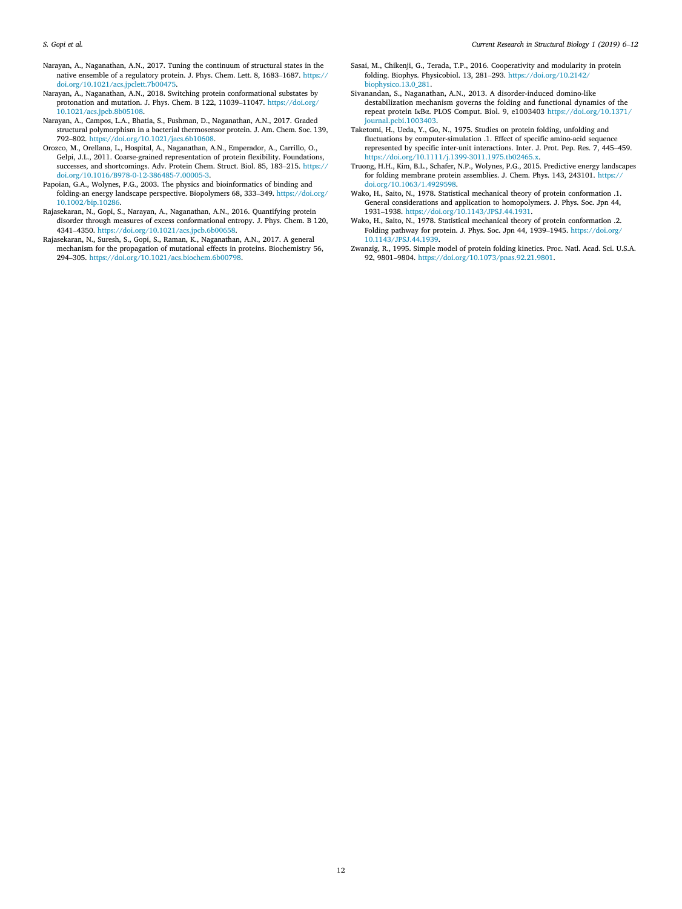Narayan, A., Naganathan, A.N., 2017. Tuning the continuum of structural states in the native ensemble of a regulatory protein. J. Phys. Chem. Lett. 8, 1683–1687. https://doi.org/10.1021/acs.jpclett.7b00475.

Narayan, A., Naganathan, A.N., 2018. Switching protein conformational substates by protonation and mutation. J. Phys. Chem. B 122, 11039–11047. https://doi.org/10.1021/acs.jpcb.8b05108.

Narayan, A., Campos, L.A., Bhatia, S., Fushman, D., Naganathan, A.N., 2017. Graded structural polymorphism in a bacterial thermosensor protein. J. Am. Chem. Soc. 139, 792–802. https://doi.org/10.1021/jacs.6b10608.

Orozco, M., Orellana, L., Hospital, A., Naganathan, A.N., Emperador, A., Carrillo, O., Gelpi, J.L., 2011. Coarse-grained representation of protein flexibility. Foundations, successes, and shortcomings. Adv. Protein Chem. Struct. Biol. 85, 183–215. https://doi.org/10.1016/B978-0-12-386485-7.00005-3.

Papoian, G.A., Wolynes, P.G., 2003. The physics and bioinformatics of binding and folding-an energy landscape perspective. Biopolymers 68, 333–349. https://doi.org/10.1002/bip.10286.

Rajasekaran, N., Gopi, S., Narayan, A., Naganathan, A.N., 2016. Quantifying protein disorder through measures of excess conformational entropy. J. Phys. Chem. B 120, 4341–4350. https://doi.org/10.1021/acs.jpcb.6b00658.

Rajasekaran, N., Suresh, S., Gopi, S., Raman, K., Naganathan, A.N., 2017. A general mechanism for the propagation of mutational effects in proteins. Biochemistry 56, 294–305. https://doi.org/10.1021/acs.biochem.6b00798.

Sasai, M., Chikenji, G., Terada, T.P., 2016. Cooperativity and modularity in protein folding. Biophys. Physicobiol. 13, 281–293. https://doi.org/10.2142/biophysico.13.0_281.

Sivanandan, S., Naganathan, A.N., 2013. A disorder-induced domino-like destabilization mechanism governs the folding and functional dynamics of the repeat protein IκBα. PLOS Comput. Biol. 9, e1003403 https://doi.org/10.1371/journal.pcbi.1003403.

Taketomi, H., Ueda, Y., Go, N., 1975. Studies on protein folding, unfolding and fluctuations by computer-simulation .1. Effect of specific amino-acid sequence represented by specific inter-unit interactions. Inter. J. Prot. Pep. Res. 7, 445–459. https://doi.org/10.1111/j.1399-3011.1975.tb02465.x.

Truong, H.H., Kim, B.L., Schafer, N.P., Wolynes, P.G., 2015. Predictive energy landscapes for folding membrane protein assemblies. J. Chem. Phys. 143, 243101. https://doi.org/10.1063/1.4929598.

Wako, H., Saito, N., 1978. Statistical mechanical theory of protein conformation .1. General considerations and application to homopolymers. J. Phys. Soc. Jpn 44, 1931–1938. https://doi.org/10.1143/JPSJ.44.1931.

Wako, H., Saito, N., 1978. Statistical mechanical theory of protein conformation .2. Folding pathway for protein. J. Phys. Soc. Jpn 44, 1939–1945. https://doi.org/10.1143/JPSJ.44.1939.

Zwanzig, R., 1995. Simple model of protein folding kinetics. Proc. Natl. Acad. Sci. U.S.A. 92, 9801–9804. https://doi.org/10.1073/pnas.92.21.9801.